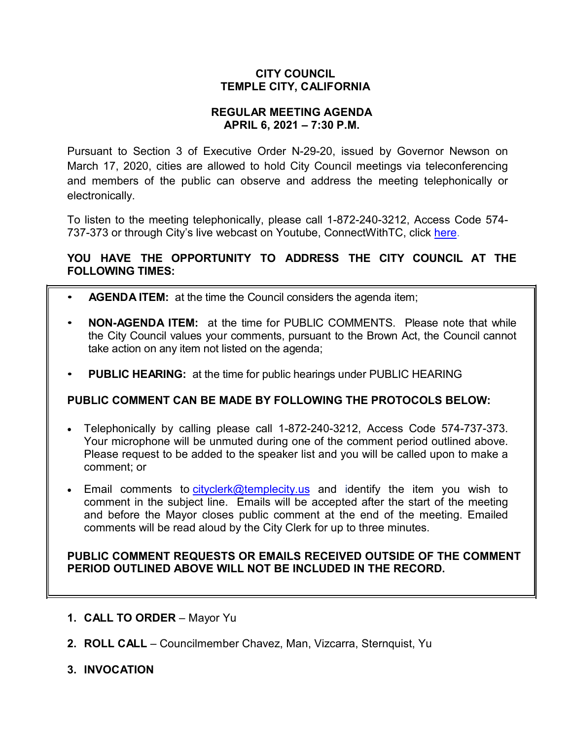# CITY COUNCIL
# TEMPLE CITY, CALIFORNIA

## REGULAR MEETING AGENDA
## APRIL 6, 2021 – 7:30 P.M.

Pursuant to Section 3 of Executive Order N-29-20, issued by Governor Newson on March 17, 2020, cities are allowed to hold City Council meetings via teleconferencing and members of the public can observe and address the meeting telephonically or electronically.

To listen to the meeting telephonically, please call 1-872-240-3212, Access Code 574-737-373 or through City's live webcast on Youtube, ConnectWithTC, click here.

**YOU HAVE THE OPPORTUNITY TO ADDRESS THE CITY COUNCIL AT THE FOLLOWING TIMES:**

- **AGENDA ITEM:** at the time the Council considers the agenda item;
- **NON-AGENDA ITEM:** at the time for PUBLIC COMMENTS. Please note that while the City Council values your comments, pursuant to the Brown Act, the Council cannot take action on any item not listed on the agenda;
- **PUBLIC HEARING:** at the time for public hearings under PUBLIC HEARING

**PUBLIC COMMENT CAN BE MADE BY FOLLOWING THE PROTOCOLS BELOW:**

- Telephonically by calling please call 1-872-240-3212, Access Code 574-737-373. Your microphone will be unmuted during one of the comment period outlined above. Please request to be added to the speaker list and you will be called upon to make a comment; or
- Email comments to cityclerk@templecity.us and identify the item you wish to comment in the subject line. Emails will be accepted after the start of the meeting and before the Mayor closes public comment at the end of the meeting. Emailed comments will be read aloud by the City Clerk for up to three minutes.

**PUBLIC COMMENT REQUESTS OR EMAILS RECEIVED OUTSIDE OF THE COMMENT PERIOD OUTLINED ABOVE WILL NOT BE INCLUDED IN THE RECORD.**

1. **CALL TO ORDER** – Mayor Yu
2. **ROLL CALL** – Councilmember Chavez, Man, Vizcarra, Sternquist, Yu
3. **INVOCATION**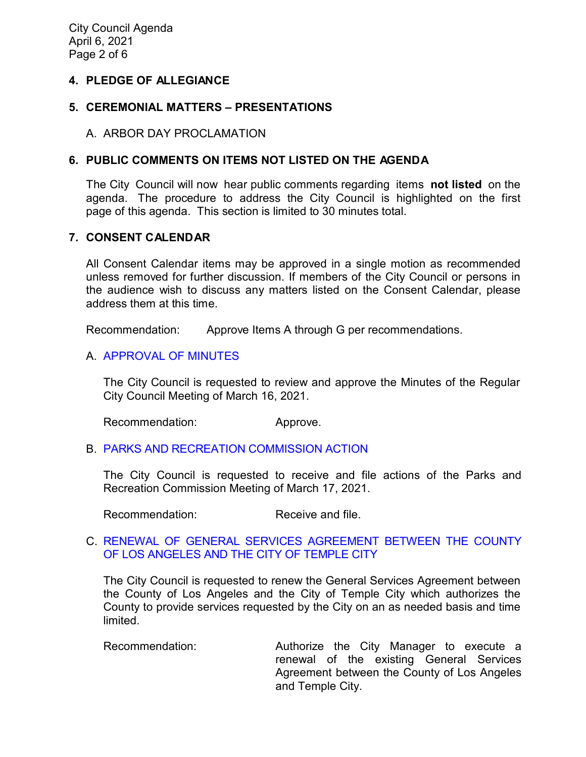## 4. PLEDGE OF ALLEGIANCE

## 5. CEREMONIAL MATTERS – PRESENTATIONS

A. ARBOR DAY PROCLAMATION

## 6. PUBLIC COMMENTS ON ITEMS NOT LISTED ON THE AGENDA

The City Council will now hear public comments regarding items **not listed** on the agenda. The procedure to address the City Council is highlighted on the first page of this agenda. This section is limited to 30 minutes total.

## 7. CONSENT CALENDAR

All Consent Calendar items may be approved in a single motion as recommended unless removed for further discussion. If members of the City Council or persons in the audience wish to discuss any matters listed on the Consent Calendar, please address them at this time.

Recommendation: Approve Items A through G per recommendations.

A. APPROVAL OF MINUTES

The City Council is requested to review and approve the Minutes of the Regular City Council Meeting of March 16, 2021.

Recommendation: Approve.

B. PARKS AND RECREATION COMMISSION ACTION

The City Council is requested to receive and file actions of the Parks and Recreation Commission Meeting of March 17, 2021.

Recommendation: Receive and file.

C. RENEWAL OF GENERAL SERVICES AGREEMENT BETWEEN THE COUNTY OF LOS ANGELES AND THE CITY OF TEMPLE CITY

The City Council is requested to renew the General Services Agreement between the County of Los Angeles and the City of Temple City which authorizes the County to provide services requested by the City on an as needed basis and time limited.

Recommendation: Authorize the City Manager to execute a renewal of the existing General Services Agreement between the County of Los Angeles and Temple City.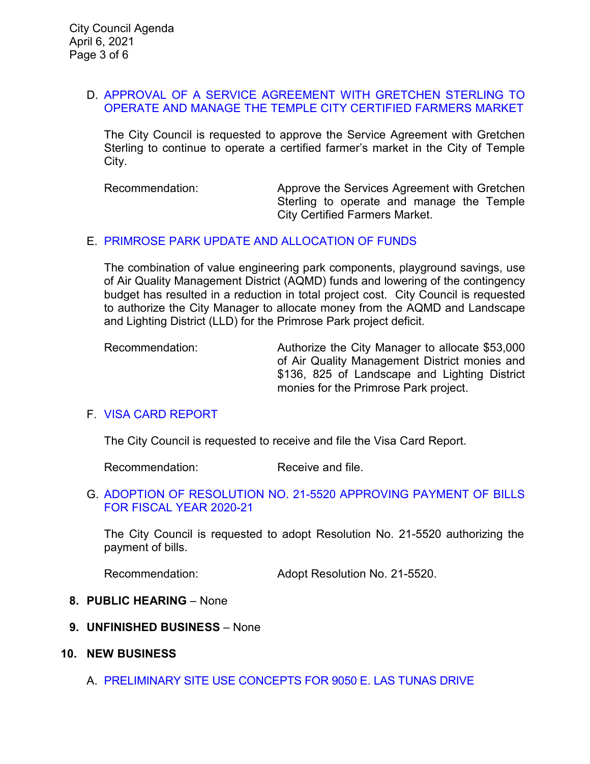D. APPROVAL OF A SERVICE AGREEMENT WITH GRETCHEN STERLING TO OPERATE AND MANAGE THE TEMPLE CITY CERTIFIED FARMERS MARKET

The City Council is requested to approve the Service Agreement with Gretchen Sterling to continue to operate a certified farmer's market in the City of Temple City.

Recommendation: Approve the Services Agreement with Gretchen Sterling to operate and manage the Temple City Certified Farmers Market.

E. PRIMROSE PARK UPDATE AND ALLOCATION OF FUNDS

The combination of value engineering park components, playground savings, use of Air Quality Management District (AQMD) funds and lowering of the contingency budget has resulted in a reduction in total project cost. City Council is requested to authorize the City Manager to allocate money from the AQMD and Landscape and Lighting District (LLD) for the Primrose Park project deficit.

Recommendation: Authorize the City Manager to allocate $53,000 of Air Quality Management District monies and $136, 825 of Landscape and Lighting District monies for the Primrose Park project.

F. VISA CARD REPORT

The City Council is requested to receive and file the Visa Card Report.

Recommendation: Receive and file.

G. ADOPTION OF RESOLUTION NO. 21-5520 APPROVING PAYMENT OF BILLS FOR FISCAL YEAR 2020-21

The City Council is requested to adopt Resolution No. 21-5520 authorizing the payment of bills.

Recommendation: Adopt Resolution No. 21-5520.

**8. PUBLIC HEARING** – None

**9. UNFINISHED BUSINESS** – None

**10. NEW BUSINESS**

A. PRELIMINARY SITE USE CONCEPTS FOR 9050 E. LAS TUNAS DRIVE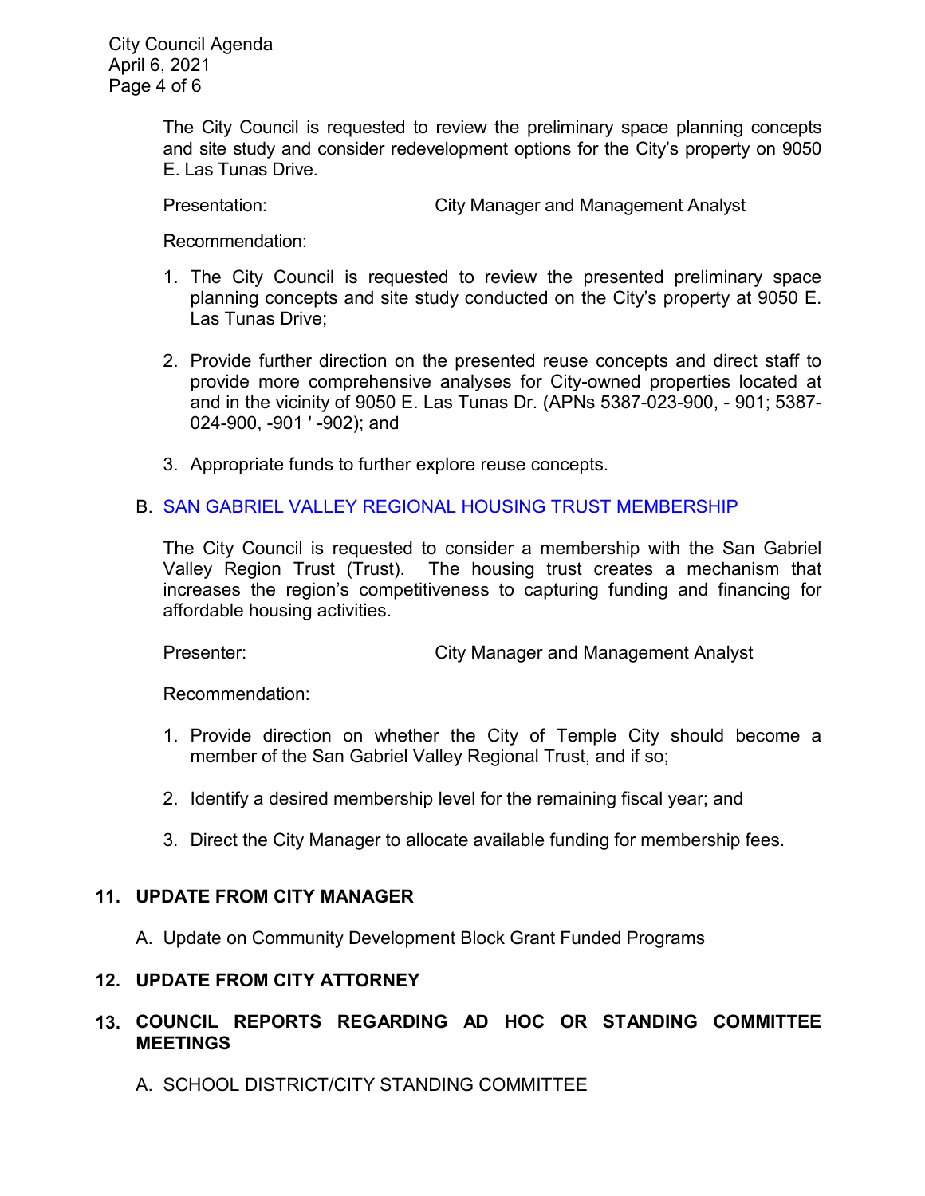The City Council is requested to review the preliminary space planning concepts and site study and consider redevelopment options for the City's property on 9050 E. Las Tunas Drive.

Presentation: City Manager and Management Analyst

Recommendation:

1. The City Council is requested to review the presented preliminary space planning concepts and site study conducted on the City's property at 9050 E. Las Tunas Drive;

2. Provide further direction on the presented reuse concepts and direct staff to provide more comprehensive analyses for City-owned properties located at and in the vicinity of 9050 E. Las Tunas Dr. (APNs 5387-023-900, - 901; 5387-024-900, -901 ' -902); and

3. Appropriate funds to further explore reuse concepts.

B. SAN GABRIEL VALLEY REGIONAL HOUSING TRUST MEMBERSHIP

The City Council is requested to consider a membership with the San Gabriel Valley Region Trust (Trust). The housing trust creates a mechanism that increases the region's competitiveness to capturing funding and financing for affordable housing activities.

Presenter: City Manager and Management Analyst

Recommendation:

1. Provide direction on whether the City of Temple City should become a member of the San Gabriel Valley Regional Trust, and if so;

2. Identify a desired membership level for the remaining fiscal year; and

3. Direct the City Manager to allocate available funding for membership fees.

## 11. UPDATE FROM CITY MANAGER

A. Update on Community Development Block Grant Funded Programs

## 12. UPDATE FROM CITY ATTORNEY

## 13. COUNCIL REPORTS REGARDING AD HOC OR STANDING COMMITTEE MEETINGS

A. SCHOOL DISTRICT/CITY STANDING COMMITTEE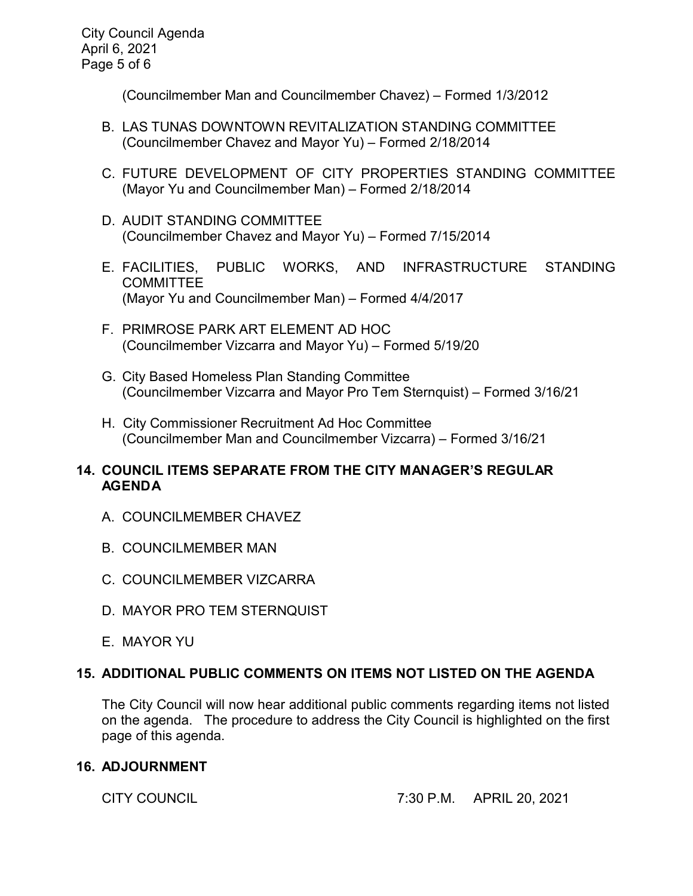(Councilmember Man and Councilmember Chavez) – Formed 1/3/2012

B. LAS TUNAS DOWNTOWN REVITALIZATION STANDING COMMITTEE
(Councilmember Chavez and Mayor Yu) – Formed 2/18/2014

C. FUTURE DEVELOPMENT OF CITY PROPERTIES STANDING COMMITTEE
(Mayor Yu and Councilmember Man) – Formed 2/18/2014

D. AUDIT STANDING COMMITTEE
(Councilmember Chavez and Mayor Yu) – Formed 7/15/2014

E. FACILITIES, PUBLIC WORKS, AND INFRASTRUCTURE STANDING COMMITTEE
(Mayor Yu and Councilmember Man) – Formed 4/4/2017

F. PRIMROSE PARK ART ELEMENT AD HOC
(Councilmember Vizcarra and Mayor Yu) – Formed 5/19/20

G. City Based Homeless Plan Standing Committee
(Councilmember Vizcarra and Mayor Pro Tem Sternquist) – Formed 3/16/21

H. City Commissioner Recruitment Ad Hoc Committee
(Councilmember Man and Councilmember Vizcarra) – Formed 3/16/21

## 14. COUNCIL ITEMS SEPARATE FROM THE CITY MANAGER'S REGULAR AGENDA

A. COUNCILMEMBER CHAVEZ

B. COUNCILMEMBER MAN

C. COUNCILMEMBER VIZCARRA

D. MAYOR PRO TEM STERNQUIST

E. MAYOR YU

## 15. ADDITIONAL PUBLIC COMMENTS ON ITEMS NOT LISTED ON THE AGENDA

The City Council will now hear additional public comments regarding items not listed on the agenda. The procedure to address the City Council is highlighted on the first page of this agenda.

## 16. ADJOURNMENT

CITY COUNCIL 7:30 P.M. APRIL 20, 2021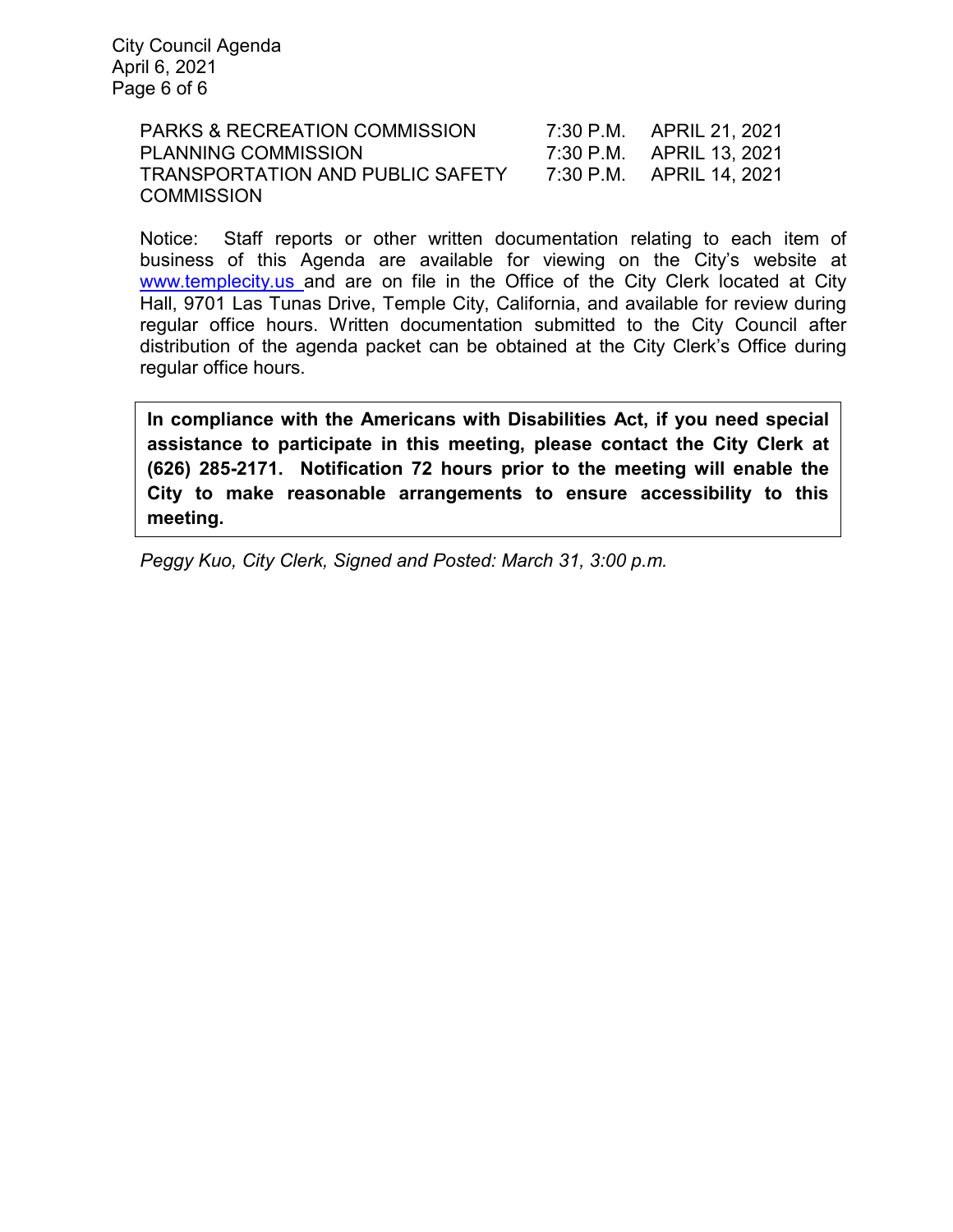| | | |
|---|---|---|
| PARKS & RECREATION COMMISSION | 7:30 P.M. | APRIL 21, 2021 |
| PLANNING COMMISSION | 7:30 P.M. | APRIL 13, 2021 |
| TRANSPORTATION AND PUBLIC SAFETY COMMISSION | 7:30 P.M. | APRIL 14, 2021 |

Notice: Staff reports or other written documentation relating to each item of business of this Agenda are available for viewing on the City's website at www.templecity.us and are on file in the Office of the City Clerk located at City Hall, 9701 Las Tunas Drive, Temple City, California, and available for review during regular office hours. Written documentation submitted to the City Council after distribution of the agenda packet can be obtained at the City Clerk's Office during regular office hours.

**In compliance with the Americans with Disabilities Act, if you need special assistance to participate in this meeting, please contact the City Clerk at (626) 285-2171. Notification 72 hours prior to the meeting will enable the City to make reasonable arrangements to ensure accessibility to this meeting.**

*Peggy Kuo, City Clerk, Signed and Posted: March 31, 3:00 p.m.*